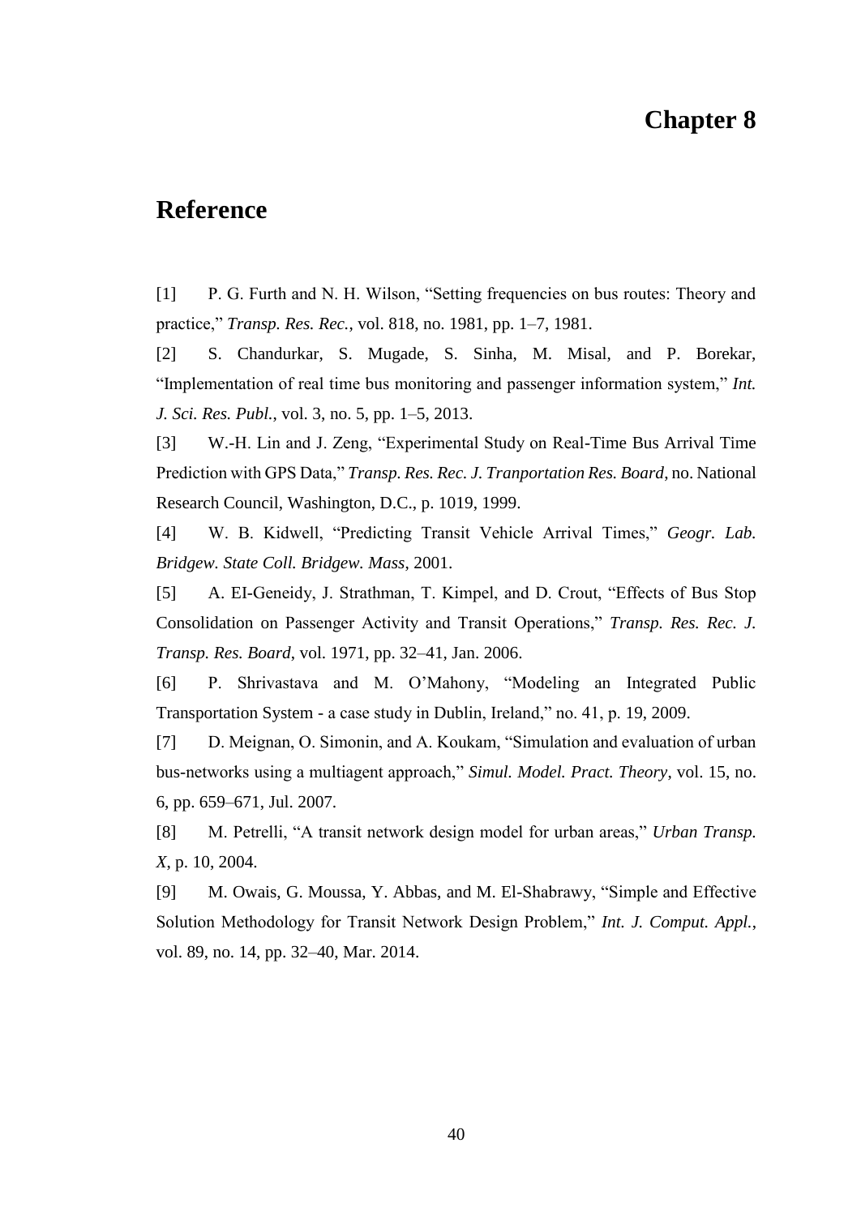# Chapter 8

## Reference

[1] P. G. Furth and N. H. Wilson, "Setting frequencies on bus routes: Theory and practice," *Transp. Res. Rec.*, vol. 818, no. 1981, pp. 1–7, 1981.

[2] S. Chandurkar, S. Mugade, S. Sinha, M. Misal, and P. Borekar, "Implementation of real time bus monitoring and passenger information system," *Int. J. Sci. Res. Publ.*, vol. 3, no. 5, pp. 1–5, 2013.

[3] W.-H. Lin and J. Zeng, "Experimental Study on Real-Time Bus Arrival Time Prediction with GPS Data," *Transp. Res. Rec. J. Tranportation Res. Board*, no. National Research Council, Washington, D.C., p. 1019, 1999.

[4] W. B. Kidwell, "Predicting Transit Vehicle Arrival Times," *Geogr. Lab. Bridgew. State Coll. Bridgew. Mass*, 2001.

[5] A. EI-Geneidy, J. Strathman, T. Kimpel, and D. Crout, "Effects of Bus Stop Consolidation on Passenger Activity and Transit Operations," *Transp. Res. Rec. J. Transp. Res. Board*, vol. 1971, pp. 32–41, Jan. 2006.

[6] P. Shrivastava and M. O'Mahony, "Modeling an Integrated Public Transportation System - a case study in Dublin, Ireland," no. 41, p. 19, 2009.

[7] D. Meignan, O. Simonin, and A. Koukam, "Simulation and evaluation of urban bus-networks using a multiagent approach," *Simul. Model. Pract. Theory*, vol. 15, no. 6, pp. 659–671, Jul. 2007.

[8] M. Petrelli, "A transit network design model for urban areas," *Urban Transp. X*, p. 10, 2004.

[9] M. Owais, G. Moussa, Y. Abbas, and M. El-Shabrawy, "Simple and Effective Solution Methodology for Transit Network Design Problem," *Int. J. Comput. Appl.*, vol. 89, no. 14, pp. 32–40, Mar. 2014.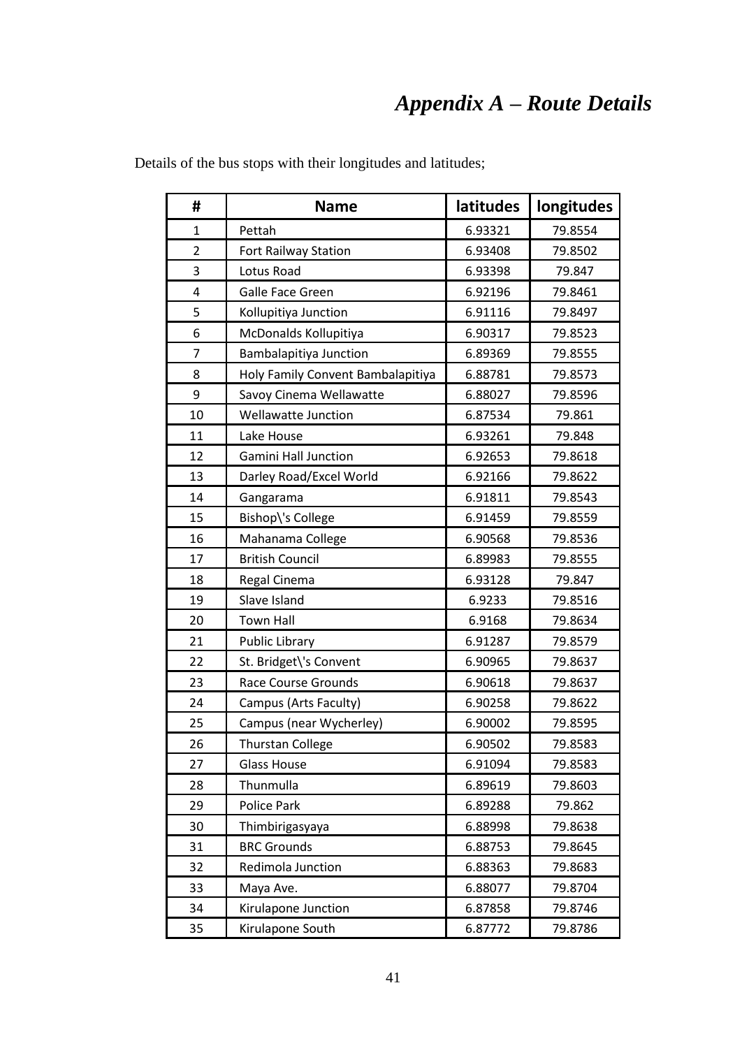# *Appendix A – Route Details*

Details of the bus stops with their longitudes and latitudes;

| # | Name | latitudes | longitudes |
|---|---|---|---|
| 1 | Pettah | 6.93321 | 79.8554 |
| 2 | Fort Railway Station | 6.93408 | 79.8502 |
| 3 | Lotus Road | 6.93398 | 79.847 |
| 4 | Galle Face Green | 6.92196 | 79.8461 |
| 5 | Kollupitiya Junction | 6.91116 | 79.8497 |
| 6 | McDonalds Kollupitiya | 6.90317 | 79.8523 |
| 7 | Bambalapitiya Junction | 6.89369 | 79.8555 |
| 8 | Holy Family Convent Bambalapitiya | 6.88781 | 79.8573 |
| 9 | Savoy Cinema Wellawatte | 6.88027 | 79.8596 |
| 10 | Wellawatte Junction | 6.87534 | 79.861 |
| 11 | Lake House | 6.93261 | 79.848 |
| 12 | Gamini Hall Junction | 6.92653 | 79.8618 |
| 13 | Darley Road/Excel World | 6.92166 | 79.8622 |
| 14 | Gangarama | 6.91811 | 79.8543 |
| 15 | Bishop\'s College | 6.91459 | 79.8559 |
| 16 | Mahanama College | 6.90568 | 79.8536 |
| 17 | British Council | 6.89983 | 79.8555 |
| 18 | Regal Cinema | 6.93128 | 79.847 |
| 19 | Slave Island | 6.9233 | 79.8516 |
| 20 | Town Hall | 6.9168 | 79.8634 |
| 21 | Public Library | 6.91287 | 79.8579 |
| 22 | St. Bridget\'s Convent | 6.90965 | 79.8637 |
| 23 | Race Course Grounds | 6.90618 | 79.8637 |
| 24 | Campus (Arts Faculty) | 6.90258 | 79.8622 |
| 25 | Campus (near Wycherley) | 6.90002 | 79.8595 |
| 26 | Thurstan College | 6.90502 | 79.8583 |
| 27 | Glass House | 6.91094 | 79.8583 |
| 28 | Thunmulla | 6.89619 | 79.8603 |
| 29 | Police Park | 6.89288 | 79.862 |
| 30 | Thimbirigasyaya | 6.88998 | 79.8638 |
| 31 | BRC Grounds | 6.88753 | 79.8645 |
| 32 | Redimola Junction | 6.88363 | 79.8683 |
| 33 | Maya Ave. | 6.88077 | 79.8704 |
| 34 | Kirulapone Junction | 6.87858 | 79.8746 |
| 35 | Kirulapone South | 6.87772 | 79.8786 |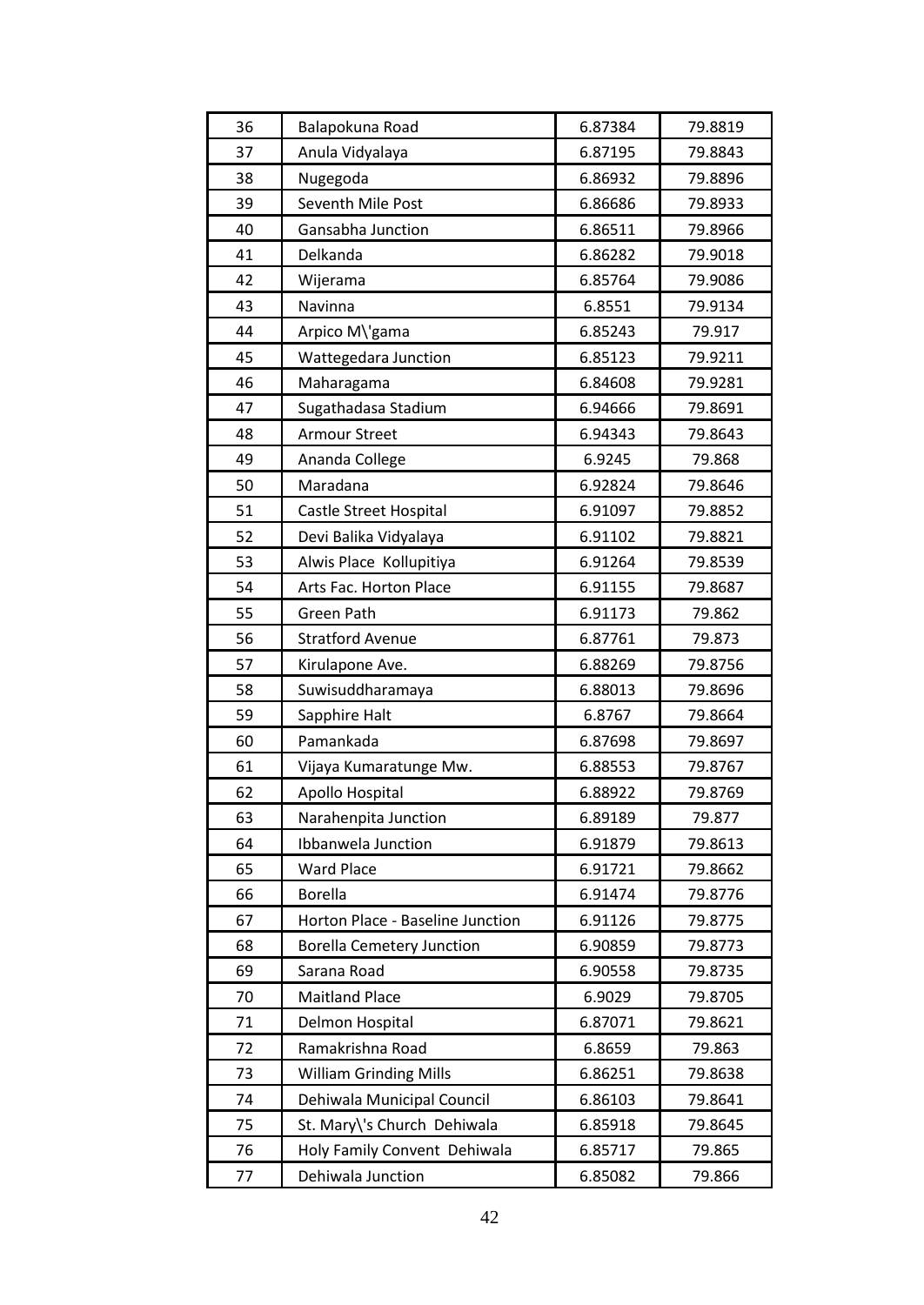| 36 | Balapokuna Road | 6.87384 | 79.8819 |
|---|---|---|---|
| 37 | Anula Vidyalaya | 6.87195 | 79.8843 |
| 38 | Nugegoda | 6.86932 | 79.8896 |
| 39 | Seventh Mile Post | 6.86686 | 79.8933 |
| 40 | Gansabha Junction | 6.86511 | 79.8966 |
| 41 | Delkanda | 6.86282 | 79.9018 |
| 42 | Wijerama | 6.85764 | 79.9086 |
| 43 | Navinna | 6.8551 | 79.9134 |
| 44 | Arpico M\'gama | 6.85243 | 79.917 |
| 45 | Wattegedara Junction | 6.85123 | 79.9211 |
| 46 | Maharagama | 6.84608 | 79.9281 |
| 47 | Sugathadasa Stadium | 6.94666 | 79.8691 |
| 48 | Armour Street | 6.94343 | 79.8643 |
| 49 | Ananda College | 6.9245 | 79.868 |
| 50 | Maradana | 6.92824 | 79.8646 |
| 51 | Castle Street Hospital | 6.91097 | 79.8852 |
| 52 | Devi Balika Vidyalaya | 6.91102 | 79.8821 |
| 53 | Alwis Place Kollupitiya | 6.91264 | 79.8539 |
| 54 | Arts Fac. Horton Place | 6.91155 | 79.8687 |
| 55 | Green Path | 6.91173 | 79.862 |
| 56 | Stratford Avenue | 6.87761 | 79.873 |
| 57 | Kirulapone Ave. | 6.88269 | 79.8756 |
| 58 | Suwisuddharamaya | 6.88013 | 79.8696 |
| 59 | Sapphire Halt | 6.8767 | 79.8664 |
| 60 | Pamankada | 6.87698 | 79.8697 |
| 61 | Vijaya Kumaratunge Mw. | 6.88553 | 79.8767 |
| 62 | Apollo Hospital | 6.88922 | 79.8769 |
| 63 | Narahenpita Junction | 6.89189 | 79.877 |
| 64 | Ibbanwela Junction | 6.91879 | 79.8613 |
| 65 | Ward Place | 6.91721 | 79.8662 |
| 66 | Borella | 6.91474 | 79.8776 |
| 67 | Horton Place - Baseline Junction | 6.91126 | 79.8775 |
| 68 | Borella Cemetery Junction | 6.90859 | 79.8773 |
| 69 | Sarana Road | 6.90558 | 79.8735 |
| 70 | Maitland Place | 6.9029 | 79.8705 |
| 71 | Delmon Hospital | 6.87071 | 79.8621 |
| 72 | Ramakrishna Road | 6.8659 | 79.863 |
| 73 | William Grinding Mills | 6.86251 | 79.8638 |
| 74 | Dehiwala Municipal Council | 6.86103 | 79.8641 |
| 75 | St. Mary\'s Church Dehiwala | 6.85918 | 79.8645 |
| 76 | Holy Family Convent Dehiwala | 6.85717 | 79.865 |
| 77 | Dehiwala Junction | 6.85082 | 79.866 |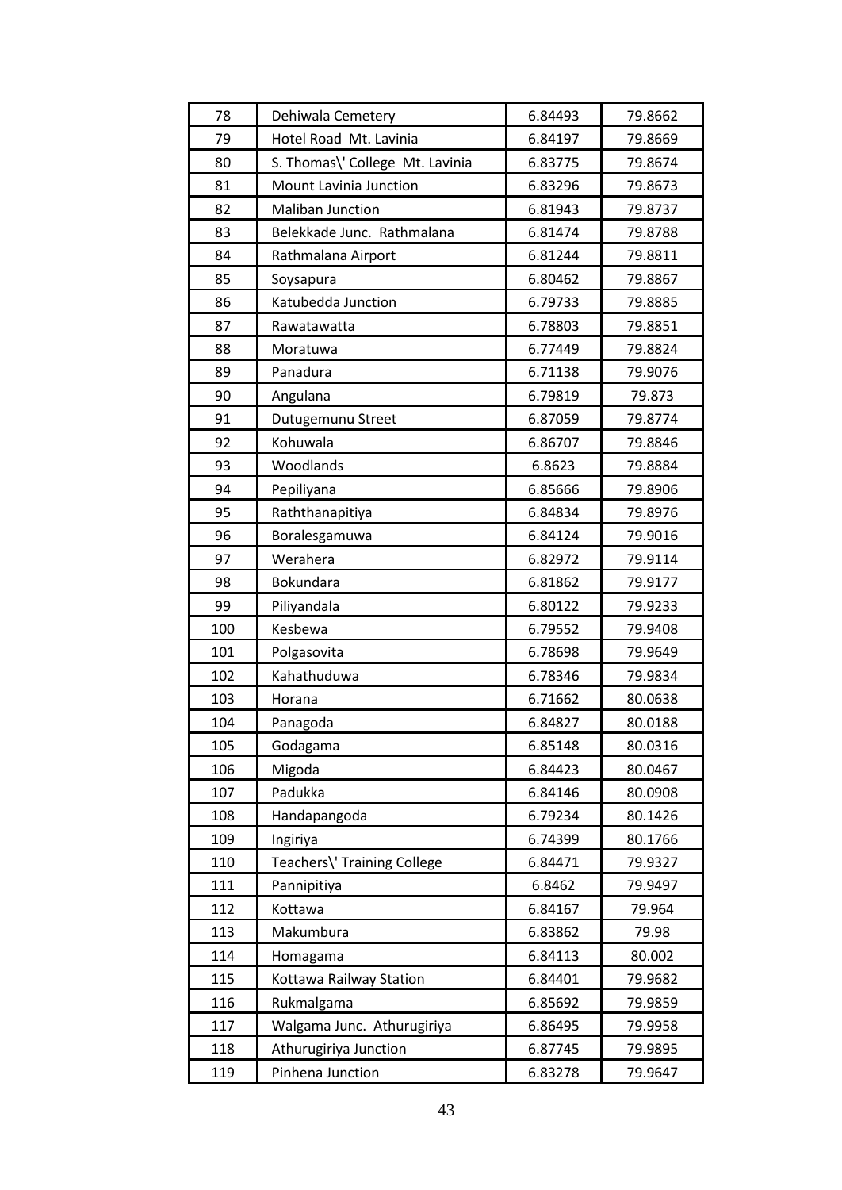| 78 | Dehiwala Cemetery | 6.84493 | 79.8662 |
|---|---|---|---|
| 79 | Hotel Road Mt. Lavinia | 6.84197 | 79.8669 |
| 80 | S. Thomas\' College Mt. Lavinia | 6.83775 | 79.8674 |
| 81 | Mount Lavinia Junction | 6.83296 | 79.8673 |
| 82 | Maliban Junction | 6.81943 | 79.8737 |
| 83 | Belekkade Junc. Rathmalana | 6.81474 | 79.8788 |
| 84 | Rathmalana Airport | 6.81244 | 79.8811 |
| 85 | Soysapura | 6.80462 | 79.8867 |
| 86 | Katubedda Junction | 6.79733 | 79.8885 |
| 87 | Rawatawatta | 6.78803 | 79.8851 |
| 88 | Moratuwa | 6.77449 | 79.8824 |
| 89 | Panadura | 6.71138 | 79.9076 |
| 90 | Angulana | 6.79819 | 79.873 |
| 91 | Dutugemunu Street | 6.87059 | 79.8774 |
| 92 | Kohuwala | 6.86707 | 79.8846 |
| 93 | Woodlands | 6.8623 | 79.8884 |
| 94 | Pepiliyana | 6.85666 | 79.8906 |
| 95 | Raththanapitiya | 6.84834 | 79.8976 |
| 96 | Boralesgamuwa | 6.84124 | 79.9016 |
| 97 | Werahera | 6.82972 | 79.9114 |
| 98 | Bokundara | 6.81862 | 79.9177 |
| 99 | Piliyandala | 6.80122 | 79.9233 |
| 100 | Kesbewa | 6.79552 | 79.9408 |
| 101 | Polgasovita | 6.78698 | 79.9649 |
| 102 | Kahathuduwa | 6.78346 | 79.9834 |
| 103 | Horana | 6.71662 | 80.0638 |
| 104 | Panagoda | 6.84827 | 80.0188 |
| 105 | Godagama | 6.85148 | 80.0316 |
| 106 | Migoda | 6.84423 | 80.0467 |
| 107 | Padukka | 6.84146 | 80.0908 |
| 108 | Handapangoda | 6.79234 | 80.1426 |
| 109 | Ingiriya | 6.74399 | 80.1766 |
| 110 | Teachers\' Training College | 6.84471 | 79.9327 |
| 111 | Pannipitiya | 6.8462 | 79.9497 |
| 112 | Kottawa | 6.84167 | 79.964 |
| 113 | Makumbura | 6.83862 | 79.98 |
| 114 | Homagama | 6.84113 | 80.002 |
| 115 | Kottawa Railway Station | 6.84401 | 79.9682 |
| 116 | Rukmalgama | 6.85692 | 79.9859 |
| 117 | Walgama Junc. Athurugiriya | 6.86495 | 79.9958 |
| 118 | Athurugiriya Junction | 6.87745 | 79.9895 |
| 119 | Pinhena Junction | 6.83278 | 79.9647 |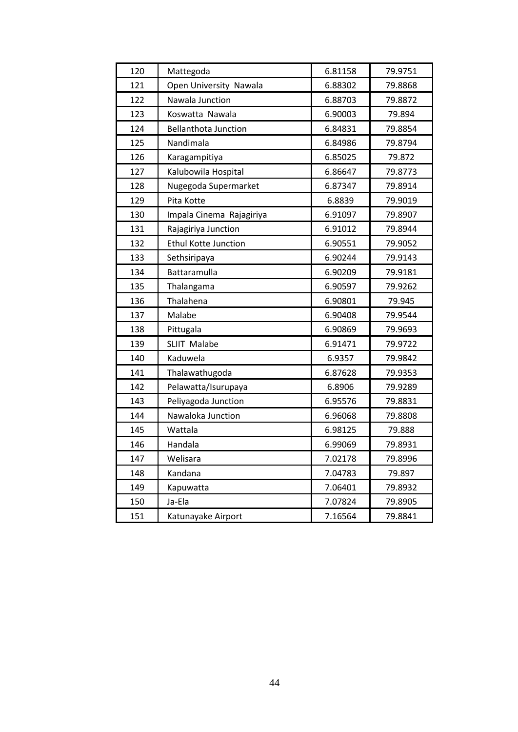| | | | |
|---|---|---|---|
| 120 | Mattegoda | 6.81158 | 79.9751 |
| 121 | Open University Nawala | 6.88302 | 79.8868 |
| 122 | Nawala Junction | 6.88703 | 79.8872 |
| 123 | Koswatta Nawala | 6.90003 | 79.894 |
| 124 | Bellanthota Junction | 6.84831 | 79.8854 |
| 125 | Nandimala | 6.84986 | 79.8794 |
| 126 | Karagampitiya | 6.85025 | 79.872 |
| 127 | Kalubowila Hospital | 6.86647 | 79.8773 |
| 128 | Nugegoda Supermarket | 6.87347 | 79.8914 |
| 129 | Pita Kotte | 6.8839 | 79.9019 |
| 130 | Impala Cinema Rajagiriya | 6.91097 | 79.8907 |
| 131 | Rajagiriya Junction | 6.91012 | 79.8944 |
| 132 | Ethul Kotte Junction | 6.90551 | 79.9052 |
| 133 | Sethsiripaya | 6.90244 | 79.9143 |
| 134 | Battaramulla | 6.90209 | 79.9181 |
| 135 | Thalangama | 6.90597 | 79.9262 |
| 136 | Thalahena | 6.90801 | 79.945 |
| 137 | Malabe | 6.90408 | 79.9544 |
| 138 | Pittugala | 6.90869 | 79.9693 |
| 139 | SLIIT Malabe | 6.91471 | 79.9722 |
| 140 | Kaduwela | 6.9357 | 79.9842 |
| 141 | Thalawathugoda | 6.87628 | 79.9353 |
| 142 | Pelawatta/Isurupaya | 6.8906 | 79.9289 |
| 143 | Peliyagoda Junction | 6.95576 | 79.8831 |
| 144 | Nawaloka Junction | 6.96068 | 79.8808 |
| 145 | Wattala | 6.98125 | 79.888 |
| 146 | Handala | 6.99069 | 79.8931 |
| 147 | Welisara | 7.02178 | 79.8996 |
| 148 | Kandana | 7.04783 | 79.897 |
| 149 | Kapuwatta | 7.06401 | 79.8932 |
| 150 | Ja-Ela | 7.07824 | 79.8905 |
| 151 | Katunayake Airport | 7.16564 | 79.8841 |